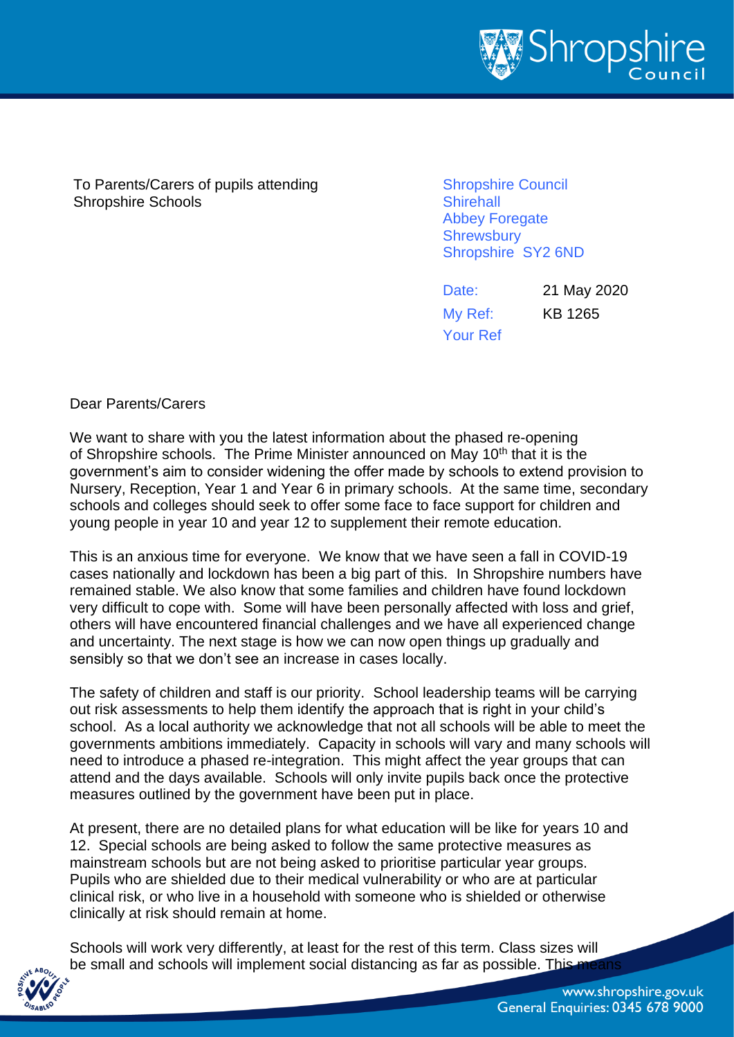To Parents/Carers of pupils attending
Shropshire Schools

Shropshire Council
Shirehall
Abbey Foregate
Shrewsbury
Shropshire SY2 6ND

| | |
|---|---|
| Date: | 21 May 2020 |
| My Ref: | KB 1265 |
| Your Ref | |

Dear Parents/Carers

We want to share with you the latest information about the phased re-opening of Shropshire schools. The Prime Minister announced on May 10th that it is the government's aim to consider widening the offer made by schools to extend provision to Nursery, Reception, Year 1 and Year 6 in primary schools. At the same time, secondary schools and colleges should seek to offer some face to face support for children and young people in year 10 and year 12 to supplement their remote education.

This is an anxious time for everyone. We know that we have seen a fall in COVID-19 cases nationally and lockdown has been a big part of this. In Shropshire numbers have remained stable. We also know that some families and children have found lockdown very difficult to cope with. Some will have been personally affected with loss and grief, others will have encountered financial challenges and we have all experienced change and uncertainty. The next stage is how we can now open things up gradually and sensibly so that we don't see an increase in cases locally.

The safety of children and staff is our priority. School leadership teams will be carrying out risk assessments to help them identify the approach that is right in your child's school. As a local authority we acknowledge that not all schools will be able to meet the governments ambitions immediately. Capacity in schools will vary and many schools will need to introduce a phased re-integration. This might affect the year groups that can attend and the days available. Schools will only invite pupils back once the protective measures outlined by the government have been put in place.

At present, there are no detailed plans for what education will be like for years 10 and 12. Special schools are being asked to follow the same protective measures as mainstream schools but are not being asked to prioritise particular year groups. Pupils who are shielded due to their medical vulnerability or who are at particular clinical risk, or who live in a household with someone who is shielded or otherwise clinically at risk should remain at home.

Schools will work very differently, at least for the rest of this term. Class sizes will be small and schools will implement social distancing as far as possible. This means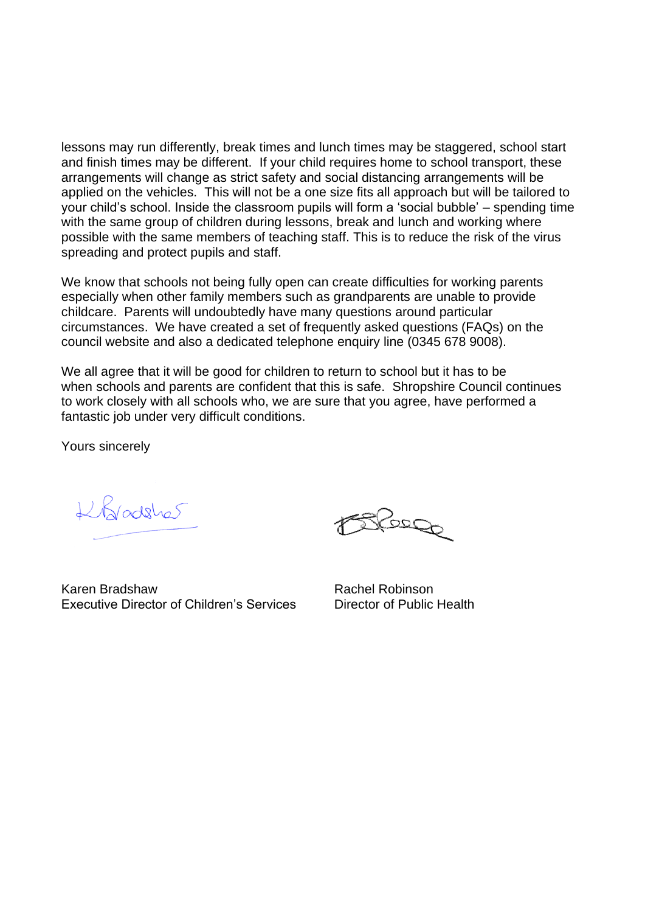lessons may run differently, break times and lunch times may be staggered, school start and finish times may be different. If your child requires home to school transport, these arrangements will change as strict safety and social distancing arrangements will be applied on the vehicles. This will not be a one size fits all approach but will be tailored to your child's school. Inside the classroom pupils will form a 'social bubble' – spending time with the same group of children during lessons, break and lunch and working where possible with the same members of teaching staff. This is to reduce the risk of the virus spreading and protect pupils and staff.

We know that schools not being fully open can create difficulties for working parents especially when other family members such as grandparents are unable to provide childcare. Parents will undoubtedly have many questions around particular circumstances. We have created a set of frequently asked questions (FAQs) on the council website and also a dedicated telephone enquiry line (0345 678 9008).

We all agree that it will be good for children to return to school but it has to be when schools and parents are confident that this is safe. Shropshire Council continues to work closely with all schools who, we are sure that you agree, have performed a fantastic job under very difficult conditions.

Yours sincerely

Karen Bradshaw
Executive Director of Children's Services

Rachel Robinson
Director of Public Health